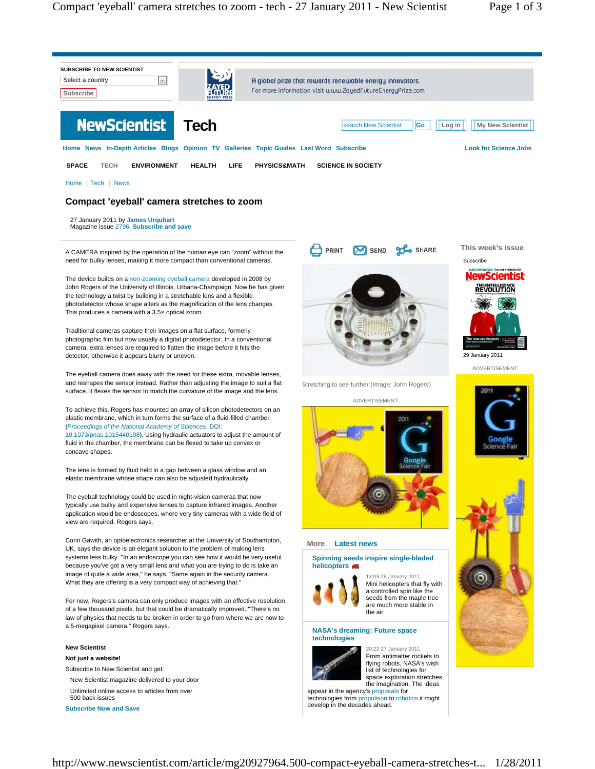# Compact 'eyeball' camera stretches to zoom

27 January 2011 by James Urquhart
Magazine issue 2796. Subscribe and save

A CAMERA inspired by the operation of the human eye can "zoom" without the need for bulky lenses, making it more compact than conventional cameras.

The device builds on a non-zooming eyeball camera developed in 2008 by John Rogers of the University of Illinois, Urbana-Champaign. Now he has given the technology a twist by building in a stretchable lens and a flexible photodetector whose shape alters as the magnification of the lens changes. This produces a camera with a 3.5× optical zoom.

Traditional cameras capture their images on a flat surface, formerly photographic film but now usually a digital photodetector. In a conventional camera, extra lenses are required to flatten the image before it hits the detector, otherwise it appears blurry or uneven.

The eyeball camera does away with the need for these extra, movable lenses, and reshapes the sensor instead. Rather than adjusting the image to suit a flat surface, it flexes the sensor to match the curvature of the image and the lens.

To achieve this, Rogers has mounted an array of silicon photodetectors on an elastic membrane, which in turn forms the surface of a fluid-filled chamber (*Proceedings of the National Academy of Sciences*, DOI: 10.1073/pnas.1015440108). Using hydraulic actuators to adjust the amount of fluid in the chamber, the membrane can be flexed to take up convex or concave shapes.

The lens is formed by fluid held in a gap between a glass window and an elastic membrane whose shape can also be adjusted hydraulically.

The eyeball technology could be used in night-vision cameras that now typically use bulky and expensive lenses to capture infrared images. Another application would be endoscopes, where very tiny cameras with a wide field of view are required, Rogers says.

Corin Gawith, an optoelectronics researcher at the University of Southampton, UK, says the device is an elegant solution to the problem of making lens systems less bulky. "In an endoscope you can see how it would be very useful because you've got a very small lens and what you are trying to do is take an image of quite a wide area," he says. "Same again in the security camera. What they are offering is a very compact way of achieving that."

For now, Rogers's camera can only produce images with an effective resolution of a few thousand pixels, but that could be dramatically improved. "There's no law of physics that needs to be broken in order to go from where we are now to a 5-megapixel camera," Rogers says.

Stretching to see further (Image: John Rogers)

**New Scientist**

**Not just a website!**

Subscribe to New Scientist and get:

New Scientist magazine delivered to your door

Unlimited online access to articles from over 500 back issues

**Subscribe Now and Save**

## More Latest news

### Spinning seeds inspire single-bladed helicopters

13:09 28 January 2011

Mini helicopters that fly with a controlled spin like the seeds from the maple tree are much more stable in the air

### NASA's dreaming: Future space technologies

20:22 27 January 2011

From antimatter rockets to flying robots, NASA's wish list of technologies for space exploration stretches the imagination. The ideas appear in the agency's proposals for technologies from propulsion to robotics it might develop in the decades ahead.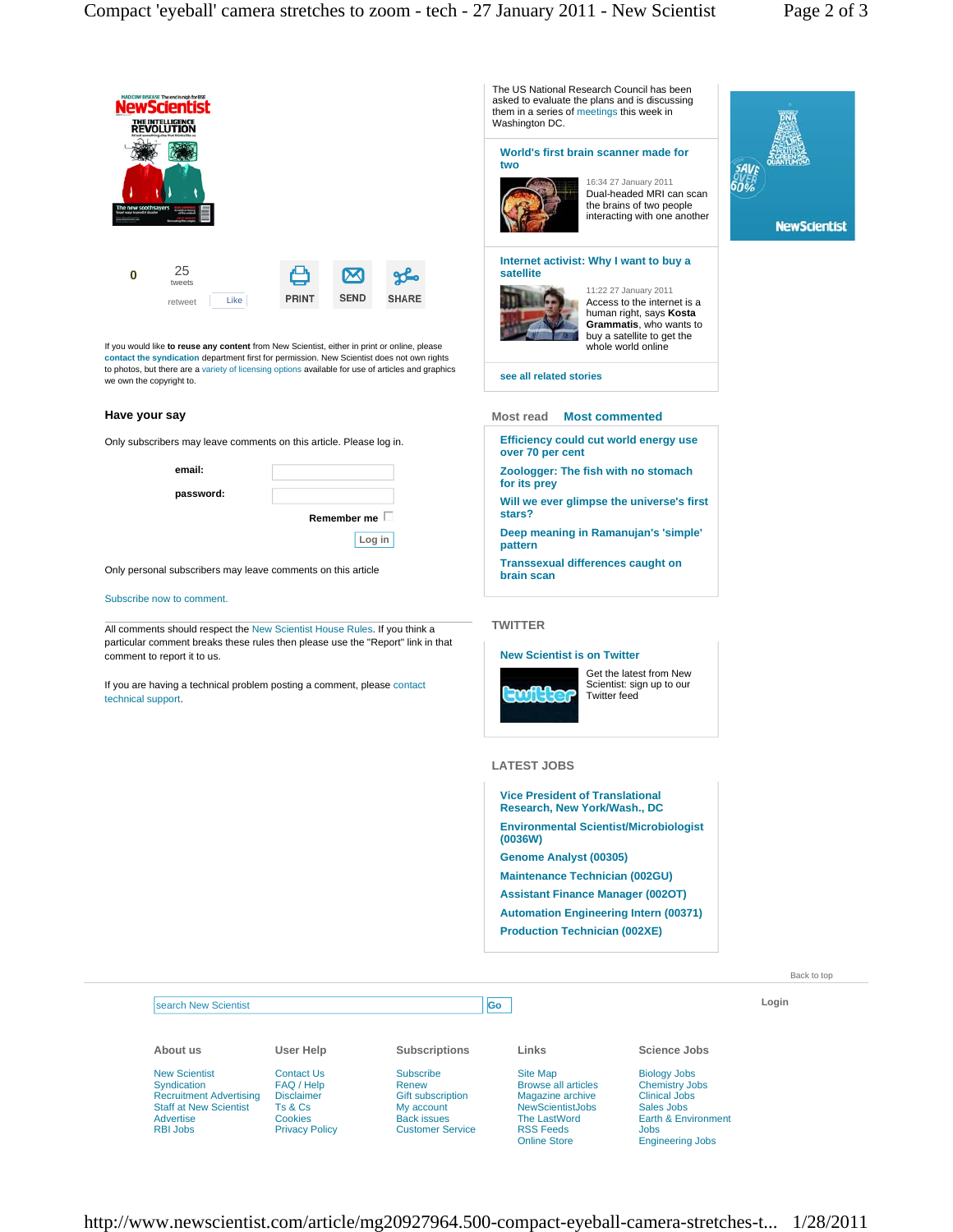0 25 tweets retweet Like

PRINT SEND SHARE

If you would like **to reuse any content** from New Scientist, either in print or online, please **contact the syndication** department first for permission. New Scientist does not own rights to photos, but there are a variety of licensing options available for use of articles and graphics we own the copyright to.

## Have your say

Only subscribers may leave comments on this article. Please log in.

**email:**

**password:**

**Remember me**

Log in

Only personal subscribers may leave comments on this article

Subscribe now to comment.

All comments should respect the New Scientist House Rules. If you think a particular comment breaks these rules then please use the "Report" link in that comment to report it to us.

If you are having a technical problem posting a comment, please contact technical support.

The US National Research Council has been asked to evaluate the plans and is discussing them in a series of meetings this week in Washington DC.

**World's first brain scanner made for two**

16:34 27 January 2011

Dual-headed MRI can scan the brains of two people interacting with one another

**Internet activist: Why I want to buy a satellite**

11:22 27 January 2011

Access to the internet is a human right, says **Kosta Grammatis**, who wants to buy a satellite to get the whole world online

**see all related stories**

### Most read  Most commented

- **Efficiency could cut world energy use over 70 per cent**
- **Zoologger: The fish with no stomach for its prey**
- **Will we ever glimpse the universe's first stars?**
- **Deep meaning in Ramanujan's 'simple' pattern**
- **Transsexual differences caught on brain scan**

### TWITTER

**New Scientist is on Twitter**

Get the latest from New Scientist: sign up to our Twitter feed

### LATEST JOBS

- **Vice President of Translational Research, New York/Wash., DC**
- **Environmental Scientist/Microbiologist (0036W)**
- **Genome Analyst (00305)**
- **Maintenance Technician (002GU)**
- **Assistant Finance Manager (002OT)**
- **Automation Engineering Intern (00371)**
- **Production Technician (002XE)**

Back to top

search New Scientist Go

Login

**About us**
- New Scientist
- Syndication
- Recruitment Advertising
- Staff at New Scientist
- Advertise
- RBI Jobs

**User Help**
- Contact Us
- FAQ / Help
- Disclaimer
- Ts & Cs
- Cookies
- Privacy Policy

**Subscriptions**
- Subscribe
- Renew
- Gift subscription
- My account
- Back issues
- Customer Service

**Links**
- Site Map
- Browse all articles
- Magazine archive
- NewScientistJobs
- The LastWord
- RSS Feeds
- Online Store

**Science Jobs**
- Biology Jobs
- Chemistry Jobs
- Clinical Jobs
- Sales Jobs
- Earth & Environment Jobs
- Engineering Jobs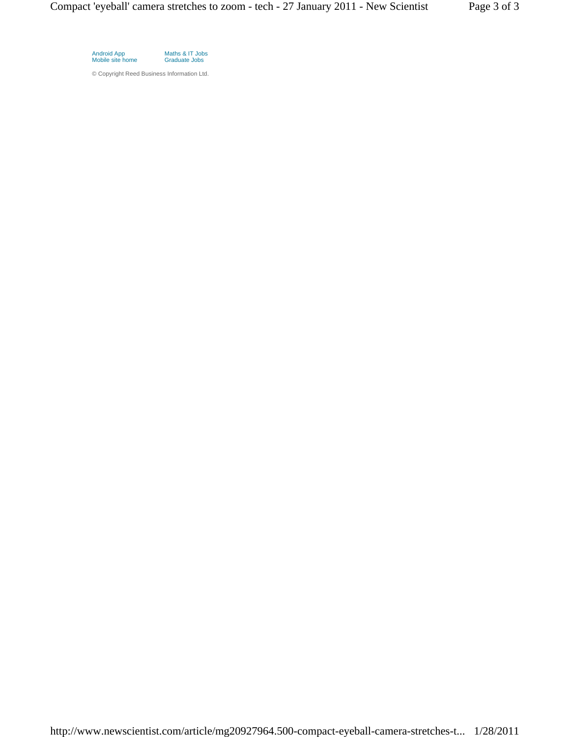Android App
Mobile site home

Maths & IT Jobs
Graduate Jobs

© Copyright Reed Business Information Ltd.